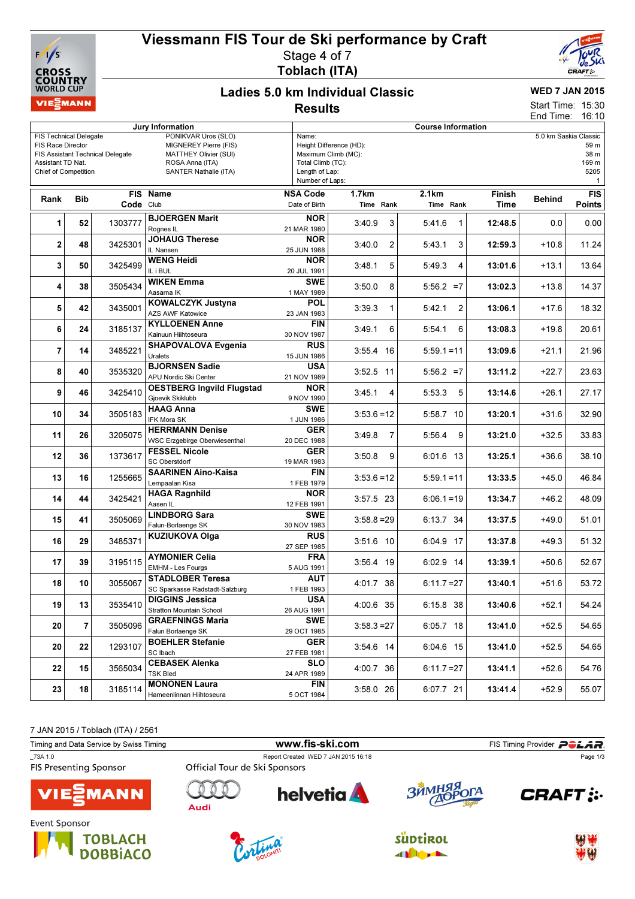# Viessmann FIS Tour de Ski performance by Craft

Stage 4 of 7

**Toblach (ITA)**

## Ladies 5.0 km Individual Classic

**Results**

**WED 7 JAN 2015**

Start Time: 15:30
End Time: 16:10

| Jury Information | | Course Information | |
|---|---|---|---|
| FIS Technical Delegate | PONIKVAR Uros (SLO) | Name: | 5.0 km Saskia Classic |
| FIS Race Director | MIGNEREY Pierre (FIS) | Height Difference (HD): | 59 m |
| FIS Assistant Technical Delegate | MATTHEY Olivier (SUI) | Maximum Climb (MC): | 38 m |
| Assistant TD Nat. | ROSA Anna (ITA) | Total Climb (TC): | 169 m |
| Chief of Competition | SANTER Nathalie (ITA) | Length of Lap: | 5205 |
| | | Number of Laps: | 1 |

| Rank | Bib | FIS Code | Name / Club | NSA Code / Date of Birth | 1.7km Time | 1.7km Rank | 2.1km Time | 2.1km Rank | Finish Time | Behind | FIS Points |
|---|---|---|---|---|---|---|---|---|---|---|---|
| 1 | 52 | 1303777 | **BJOERGEN Marit** Rognes IL | **NOR** 21 MAR 1980 | 3:40.9 | 3 | 5:41.6 | 1 | **12:48.5** | 0.0 | 0.00 |
| 2 | 48 | 3425301 | **JOHAUG Therese** IL Nansen | **NOR** 25 JUN 1988 | 3:40.0 | 2 | 5:43.1 | 3 | **12:59.3** | +10.8 | 11.24 |
| 3 | 50 | 3425499 | **WENG Heidi** IL i BUL | **NOR** 20 JUL 1991 | 3:48.1 | 5 | 5:49.3 | 4 | **13:01.6** | +13.1 | 13.64 |
| 4 | 38 | 3505434 | **WIKEN Emma** Aasarna IK | **SWE** 1 MAY 1989 | 3:50.0 | 8 | 5:56.2 | =7 | **13:02.3** | +13.8 | 14.37 |
| 5 | 42 | 3435001 | **KOWALCZYK Justyna** AZS AWF Katowice | **POL** 23 JAN 1983 | 3:39.3 | 1 | 5:42.1 | 2 | **13:06.1** | +17.6 | 18.32 |
| 6 | 24 | 3185137 | **KYLLOENEN Anne** Kainuun Hiihtoseura | **FIN** 30 NOV 1987 | 3:49.1 | 6 | 5:54.1 | 6 | **13:08.3** | +19.8 | 20.61 |
| 7 | 14 | 3485221 | **SHAPOVALOVA Evgenia** Uralets | **RUS** 15 JUN 1986 | 3:55.4 | 16 | 5:59.1 | =11 | **13:09.6** | +21.1 | 21.96 |
| 8 | 40 | 3535320 | **BJORNSEN Sadie** APU Nordic Ski Center | **USA** 21 NOV 1989 | 3:52.5 | 11 | 5:56.2 | =7 | **13:11.2** | +22.7 | 23.63 |
| 9 | 46 | 3425410 | **OESTBERG Ingvild Flugstad** Gjoevik Skiklubb | **NOR** 9 NOV 1990 | 3:45.1 | 4 | 5:53.3 | 5 | **13:14.6** | +26.1 | 27.17 |
| 10 | 34 | 3505183 | **HAAG Anna** IFK Mora SK | **SWE** 1 JUN 1986 | 3:53.6 | =12 | 5:58.7 | 10 | **13:20.1** | +31.6 | 32.90 |
| 11 | 26 | 3205075 | **HERRMANN Denise** WSC Erzgebirge Oberwiesenthal | **GER** 20 DEC 1988 | 3:49.8 | 7 | 5:56.4 | 9 | **13:21.0** | +32.5 | 33.83 |
| 12 | 36 | 1373617 | **FESSEL Nicole** SC Oberstdorf | **GER** 19 MAR 1983 | 3:50.8 | 9 | 6:01.6 | 13 | **13:25.1** | +36.6 | 38.10 |
| 13 | 16 | 1255665 | **SAARINEN Aino-Kaisa** Lempaalan Kisa | **FIN** 1 FEB 1979 | 3:53.6 | =12 | 5:59.1 | =11 | **13:33.5** | +45.0 | 46.84 |
| 14 | 44 | 3425421 | **HAGA Ragnhild** Aasen IL | **NOR** 12 FEB 1991 | 3:57.5 | 23 | 6:06.1 | =19 | **13:34.7** | +46.2 | 48.09 |
| 15 | 41 | 3505069 | **LINDBORG Sara** Falun-Borlaenge SK | **SWE** 30 NOV 1983 | 3:58.8 | =29 | 6:13.7 | 34 | **13:37.5** | +49.0 | 51.01 |
| 16 | 29 | 3485371 | **KUZIUKOVA Olga** | **RUS** 27 SEP 1985 | 3:51.6 | 10 | 6:04.9 | 17 | **13:37.8** | +49.3 | 51.32 |
| 17 | 39 | 3195115 | **AYMONIER Celia** EMHM - Les Fourgs | **FRA** 5 AUG 1991 | 3:56.4 | 19 | 6:02.9 | 14 | **13:39.1** | +50.6 | 52.67 |
| 18 | 10 | 3055067 | **STADLOBER Teresa** SC Sparkasse Radstadt-Salzburg | **AUT** 1 FEB 1993 | 4:01.7 | 38 | 6:11.7 | =27 | **13:40.1** | +51.6 | 53.72 |
| 19 | 13 | 3535410 | **DIGGINS Jessica** Stratton Mountain School | **USA** 26 AUG 1991 | 4:00.6 | 35 | 6:15.8 | 38 | **13:40.6** | +52.1 | 54.24 |
| 20 | 7 | 3505096 | **GRAEFNINGS Maria** Falun Borlaenge SK | **SWE** 29 OCT 1985 | 3:58.3 | =27 | 6:05.7 | 18 | **13:41.0** | +52.5 | 54.65 |
| 20 | 22 | 1293107 | **BOEHLER Stefanie** SC Ibach | **GER** 27 FEB 1981 | 3:54.6 | 14 | 6:04.6 | 15 | **13:41.0** | +52.5 | 54.65 |
| 22 | 15 | 3565034 | **CEBASEK Alenka** TSK Bled | **SLO** 24 APR 1989 | 4:00.7 | 36 | 6:11.7 | =27 | **13:41.1** | +52.6 | 54.76 |
| 23 | 18 | 3185114 | **MONONEN Laura** Hameenlinnan Hiihtoseura | **FIN** 5 OCT 1984 | 3:58.0 | 26 | 6:07.7 | 21 | **13:41.4** | +52.9 | 55.07 |

7 JAN 2015 / Toblach (ITA) / 2561

Timing and Data Service by Swiss Timing — www.fis-ski.com — FIS Timing Provider POLAR

_73A 1.0 — Report Created WED 7 JAN 2015 16:18

FIS Presenting Sponsor — Official Tour de Ski Sponsors

Event Sponsor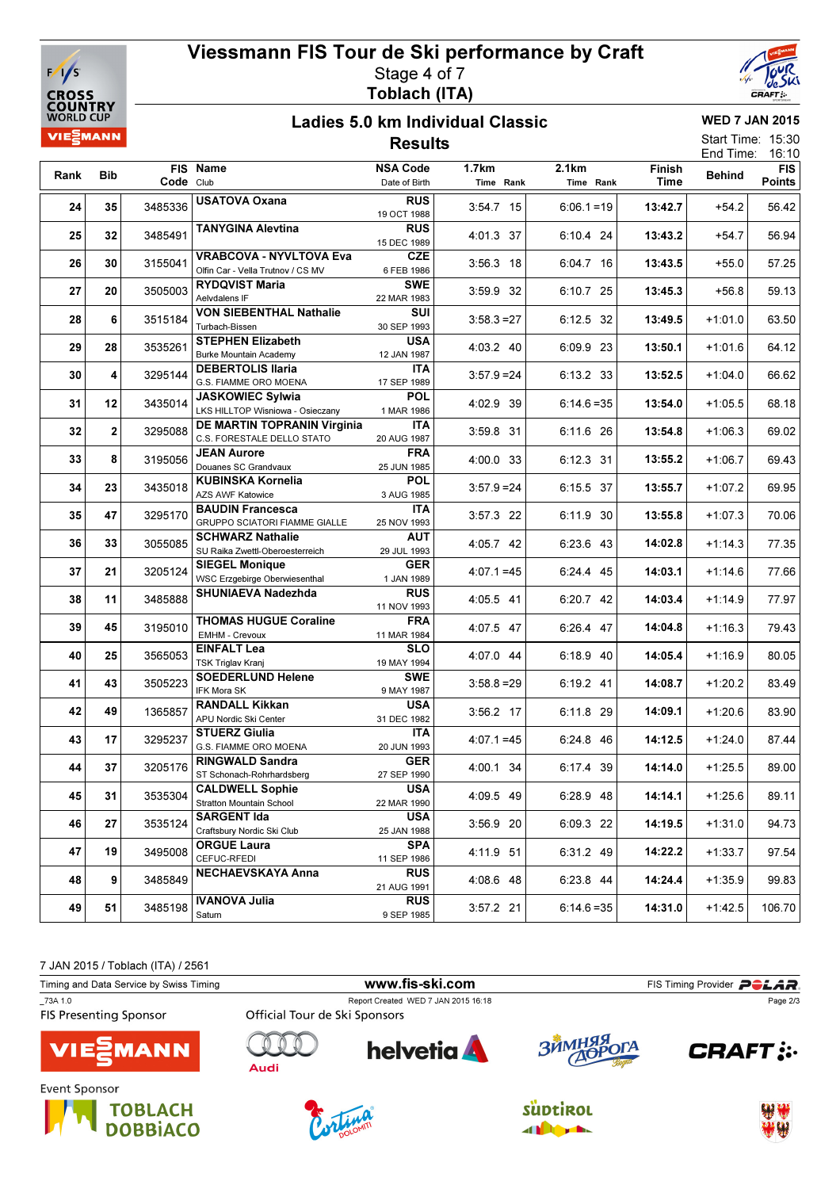# Viessmann FIS Tour de Ski performance by Craft

Stage 4 of 7

Toblach (ITA)

## Ladies 5.0 km Individual Classic

## Results

WED 7 JAN 2015

Start Time: 15:30
End Time: 16:10

| Rank | Bib | FIS Code | Name / Club | NSA Code / Date of Birth | 1.7km Time | 1.7km Rank | 2.1km Time | 2.1km Rank | Finish Time | Behind | FIS Points |
|---|---|---|---|---|---|---|---|---|---|---|---|
| 24 | 35 | 3485336 | **USATOVA Oxana** | RUS 19 OCT 1988 | 3:54.7 | 15 | 6:06.1 | =19 | **13:42.7** | +54.2 | 56.42 |
| 25 | 32 | 3485491 | **TANYGINA Alevtina** | RUS 15 DEC 1989 | 4:01.3 | 37 | 6:10.4 | 24 | **13:43.2** | +54.7 | 56.94 |
| 26 | 30 | 3155041 | **VRABCOVA - NYVLTOVA Eva** Olfin Car - Vella Trutnov / CS MV | CZE 6 FEB 1986 | 3:56.3 | 18 | 6:04.7 | 16 | **13:43.5** | +55.0 | 57.25 |
| 27 | 20 | 3505003 | **RYDQVIST Maria** Aelvdalens IF | SWE 22 MAR 1983 | 3:59.9 | 32 | 6:10.7 | 25 | **13:45.3** | +56.8 | 59.13 |
| 28 | 6 | 3515184 | **VON SIEBENTHAL Nathalie** Turbach-Bissen | SUI 30 SEP 1993 | 3:58.3 | =27 | 6:12.5 | 32 | **13:49.5** | +1:01.0 | 63.50 |
| 29 | 28 | 3535261 | **STEPHEN Elizabeth** Burke Mountain Academy | USA 12 JAN 1987 | 4:03.2 | 40 | 6:09.9 | 23 | **13:50.1** | +1:01.6 | 64.12 |
| 30 | 4 | 3295144 | **DEBERTOLIS Ilaria** G.S. FIAMME ORO MOENA | ITA 17 SEP 1989 | 3:57.9 | =24 | 6:13.2 | 33 | **13:52.5** | +1:04.0 | 66.62 |
| 31 | 12 | 3435014 | **JASKOWIEC Sylwia** LKS HILLTOP Wisniowa - Osieczany | POL 1 MAR 1986 | 4:02.9 | 39 | 6:14.6 | =35 | **13:54.0** | +1:05.5 | 68.18 |
| 32 | 2 | 3295088 | **DE MARTIN TOPRANIN Virginia** C.S. FORESTALE DELLO STATO | ITA 20 AUG 1987 | 3:59.8 | 31 | 6:11.6 | 26 | **13:54.8** | +1:06.3 | 69.02 |
| 33 | 8 | 3195056 | **JEAN Aurore** Douanes SC Grandvaux | FRA 25 JUN 1985 | 4:00.0 | 33 | 6:12.3 | 31 | **13:55.2** | +1:06.7 | 69.43 |
| 34 | 23 | 3435018 | **KUBINSKA Kornelia** AZS AWF Katowice | POL 3 AUG 1985 | 3:57.9 | =24 | 6:15.5 | 37 | **13:55.7** | +1:07.2 | 69.95 |
| 35 | 47 | 3295170 | **BAUDIN Francesca** GRUPPO SCIATORI FIAMME GIALLE | ITA 25 NOV 1993 | 3:57.3 | 22 | 6:11.9 | 30 | **13:55.8** | +1:07.3 | 70.06 |
| 36 | 33 | 3055085 | **SCHWARZ Nathalie** SU Raika Zwettl-Oberoesterreich | AUT 29 JUL 1993 | 4:05.7 | 42 | 6:23.6 | 43 | **14:02.8** | +1:14.3 | 77.35 |
| 37 | 21 | 3205124 | **SIEGEL Monique** WSC Erzgebirge Oberwiesenthal | GER 1 JAN 1989 | 4:07.1 | =45 | 6:24.4 | 45 | **14:03.1** | +1:14.6 | 77.66 |
| 38 | 11 | 3485888 | **SHUNIAEVA Nadezhda** | RUS 11 NOV 1993 | 4:05.5 | 41 | 6:20.7 | 42 | **14:03.4** | +1:14.9 | 77.97 |
| 39 | 45 | 3195010 | **THOMAS HUGUE Coraline** EMHM - Crevoux | FRA 11 MAR 1984 | 4:07.5 | 47 | 6:26.4 | 47 | **14:04.8** | +1:16.3 | 79.43 |
| 40 | 25 | 3565053 | **EINFALT Lea** TSK Triglav Kranj | SLO 19 MAY 1994 | 4:07.0 | 44 | 6:18.9 | 40 | **14:05.4** | +1:16.9 | 80.05 |
| 41 | 43 | 3505223 | **SOEDERLUND Helene** IFK Mora SK | SWE 9 MAY 1987 | 3:58.8 | =29 | 6:19.2 | 41 | **14:08.7** | +1:20.2 | 83.49 |
| 42 | 49 | 1365857 | **RANDALL Kikkan** APU Nordic Ski Center | USA 31 DEC 1982 | 3:56.2 | 17 | 6:11.8 | 29 | **14:09.1** | +1:20.6 | 83.90 |
| 43 | 17 | 3295237 | **STUERZ Giulia** G.S. FIAMME ORO MOENA | ITA 20 JUN 1993 | 4:07.1 | =45 | 6:24.8 | 46 | **14:12.5** | +1:24.0 | 87.44 |
| 44 | 37 | 3205176 | **RINGWALD Sandra** ST Schonach-Rohrhardsberg | GER 27 SEP 1990 | 4:00.1 | 34 | 6:17.4 | 39 | **14:14.0** | +1:25.5 | 89.00 |
| 45 | 31 | 3535304 | **CALDWELL Sophie** Stratton Mountain School | USA 22 MAR 1990 | 4:09.5 | 49 | 6:28.9 | 48 | **14:14.1** | +1:25.6 | 89.11 |
| 46 | 27 | 3535124 | **SARGENT Ida** Craftsbury Nordic Ski Club | USA 25 JAN 1988 | 3:56.9 | 20 | 6:09.3 | 22 | **14:19.5** | +1:31.0 | 94.73 |
| 47 | 19 | 3495008 | **ORGUE Laura** CEFUC-RFEDI | SPA 11 SEP 1986 | 4:11.9 | 51 | 6:31.2 | 49 | **14:22.2** | +1:33.7 | 97.54 |
| 48 | 9 | 3485849 | **NECHAEVSKAYA Anna** | RUS 21 AUG 1991 | 4:08.6 | 48 | 6:23.8 | 44 | **14:24.4** | +1:35.9 | 99.83 |
| 49 | 51 | 3485198 | **IVANOVA Julia** Saturn | RUS 9 SEP 1985 | 3:57.2 | 21 | 6:14.6 | =35 | **14:31.0** | +1:42.5 | 106.70 |

7 JAN 2015 / Toblach (ITA) / 2561

Timing and Data Service by Swiss Timing — www.fis-ski.com — FIS Timing Provider POLAR

_73A 1.0 — Report Created WED 7 JAN 2015 16:18

FIS Presenting Sponsor — Official Tour de Ski Sponsors

Event Sponsor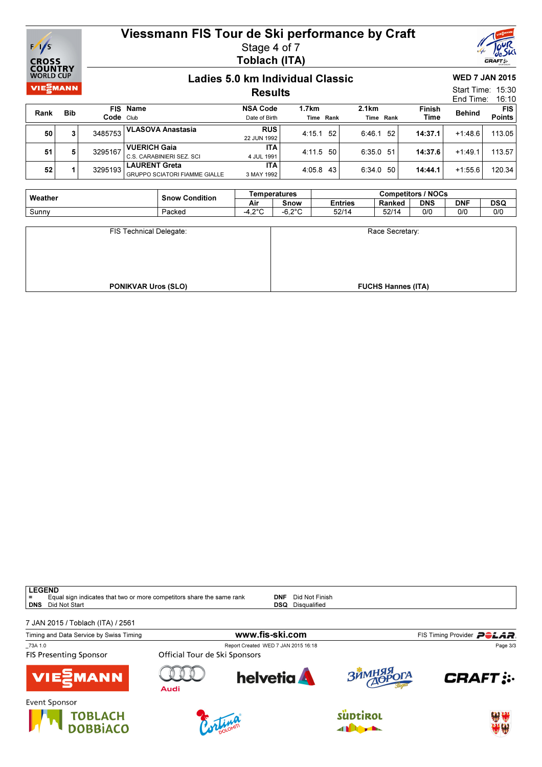# Viessmann FIS Tour de Ski performance by Craft

Stage 4 of 7

**Toblach (ITA)**

## Ladies 5.0 km Individual Classic

## Results

**WED 7 JAN 2015**

Start Time: 15:30

End Time: 16:10

| Rank | Bib | FIS Code | Name / Club | NSA Code / Date of Birth | 1.7km Time | 1.7km Rank | 2.1km Time | 2.1km Rank | Finish Time | Behind | FIS Points |
|---|---|---|---|---|---|---|---|---|---|---|---|
| 50 | 3 | 3485753 | **VLASOVA Anastasia** | **RUS** 22 JUN 1992 | 4:15.1 | 52 | 6:46.1 | 52 | **14:37.1** | +1:48.6 | 113.05 |
| 51 | 5 | 3295167 | **VUERICH Gaia** C.S. CARABINIERI SEZ. SCI | **ITA** 4 JUL 1991 | 4:11.5 | 50 | 6:35.0 | 51 | **14:37.6** | +1:49.1 | 113.57 |
| 52 | 1 | 3295193 | **LAURENT Greta** GRUPPO SCIATORI FIAMME GIALLE | **ITA** 3 MAY 1992 | 4:05.8 | 43 | 6:34.0 | 50 | **14:44.1** | +1:55.6 | 120.34 |

| Weather | Snow Condition | Temperatures | | Competitors / NOCs | | | | |
|---|---|---|---|---|---|---|---|---|
| | | Air | Snow | Entries | Ranked | DNS | DNF | DSQ |
| Sunny | Packed | -4,2°C | -6,2°C | 52/14 | 52/14 | 0/0 | 0/0 | 0/0 |

| FIS Technical Delegate: | Race Secretary: |
|---|---|
| **PONIKVAR Uros (SLO)** | **FUCHS Hannes (ITA)** |

**LEGEND**

= Equal sign indicates that two or more competitors share the same rank

**DNS** Did Not Start

**DNF** Did Not Finish

**DSQ** Disqualified

7 JAN 2015 / Toblach (ITA) / 2561

Timing and Data Service by Swiss Timing

**www.fis-ski.com**

FIS Timing Provider POLAR

_73A 1.0

Report Created WED 7 JAN 2015 16:18

FIS Presenting Sponsor

Official Tour de Ski Sponsors

Event Sponsor